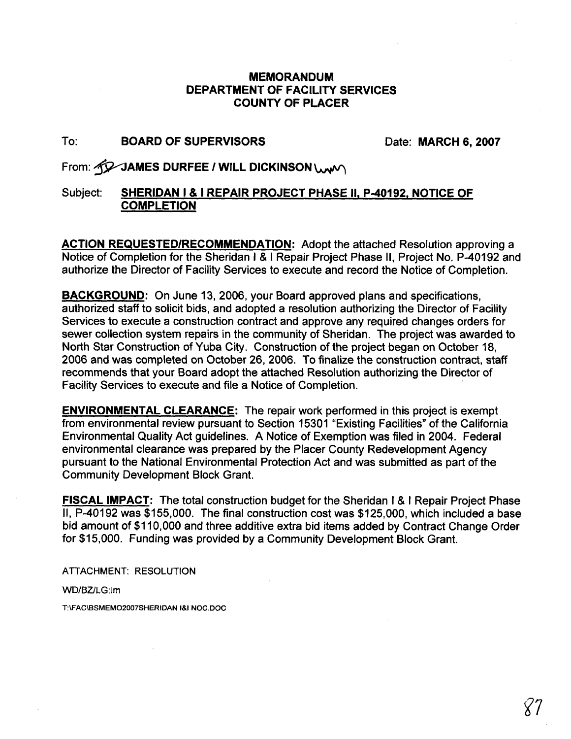# MEMORANDUM
## DEPARTMENT OF FACILITY SERVICES
## COUNTY OF PLACER

To: **BOARD OF SUPERVISORS** Date: **MARCH 6, 2007**

From: **JAMES DURFEE / WILL DICKINSON**

Subject: **SHERIDAN I & I REPAIR PROJECT PHASE II, P-40192, NOTICE OF COMPLETION**

**ACTION REQUESTED/RECOMMENDATION:** Adopt the attached Resolution approving a Notice of Completion for the Sheridan I & I Repair Project Phase II, Project No. P-40192 and authorize the Director of Facility Services to execute and record the Notice of Completion.

**BACKGROUND:** On June 13, 2006, your Board approved plans and specifications, authorized staff to solicit bids, and adopted a resolution authorizing the Director of Facility Services to execute a construction contract and approve any required changes orders for sewer collection system repairs in the community of Sheridan. The project was awarded to North Star Construction of Yuba City. Construction of the project began on October 18, 2006 and was completed on October 26, 2006. To finalize the construction contract, staff recommends that your Board adopt the attached Resolution authorizing the Director of Facility Services to execute and file a Notice of Completion.

**ENVIRONMENTAL CLEARANCE:** The repair work performed in this project is exempt from environmental review pursuant to Section 15301 "Existing Facilities" of the California Environmental Quality Act guidelines. A Notice of Exemption was filed in 2004. Federal environmental clearance was prepared by the Placer County Redevelopment Agency pursuant to the National Environmental Protection Act and was submitted as part of the Community Development Block Grant.

**FISCAL IMPACT:** The total construction budget for the Sheridan I & I Repair Project Phase II, P-40192 was $155,000. The final construction cost was $125,000, which included a base bid amount of $110,000 and three additive extra bid items added by Contract Change Order for $15,000. Funding was provided by a Community Development Block Grant.

ATTACHMENT: RESOLUTION

WD/BZ/LG:lm

T:\FAC\BSMEMO2007SHERIDAN I&I NOC.DOC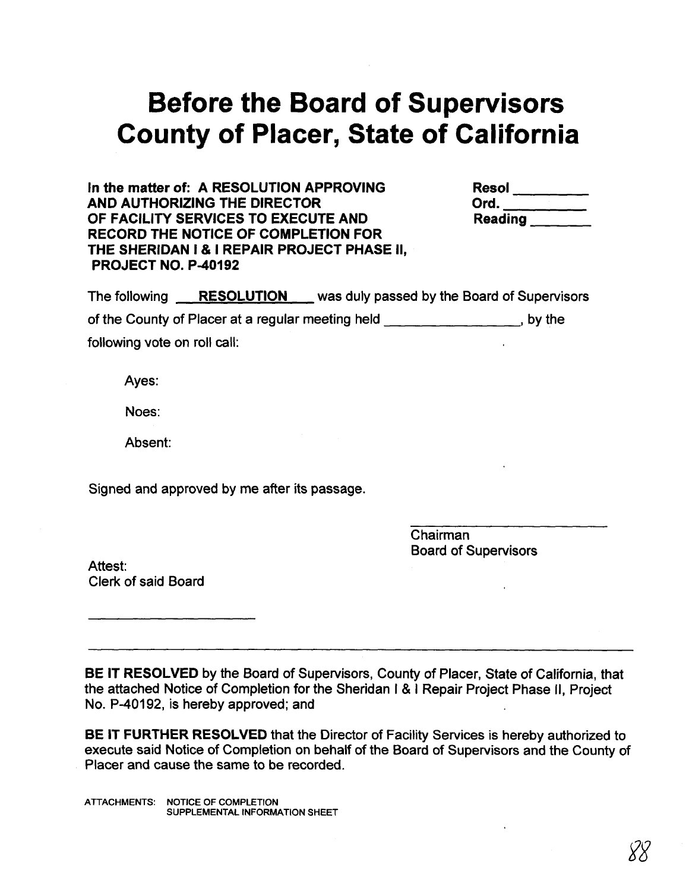# Before the Board of Supervisors County of Placer, State of California

**In the matter of: A RESOLUTION APPROVING AND AUTHORIZING THE DIRECTOR OF FACILITY SERVICES TO EXECUTE AND RECORD THE NOTICE OF COMPLETION FOR THE SHERIDAN I & I REPAIR PROJECT PHASE II, PROJECT NO. P-40192**

**Resol** ________
**Ord.** ________
**Reading** ________

The following **RESOLUTION** was duly passed by the Board of Supervisors of the County of Placer at a regular meeting held ________________, by the following vote on roll call:

Ayes:

Noes:

Absent:

Signed and approved by me after its passage.

________________________
Chairman
Board of Supervisors

Attest:
Clerk of said Board

________________________

---

**BE IT RESOLVED** by the Board of Supervisors, County of Placer, State of California, that the attached Notice of Completion for the Sheridan I & I Repair Project Phase II, Project No. P-40192, is hereby approved; and

**BE IT FURTHER RESOLVED** that the Director of Facility Services is hereby authorized to execute said Notice of Completion on behalf of the Board of Supervisors and the County of Placer and cause the same to be recorded.

ATTACHMENTS: NOTICE OF COMPLETION
SUPPLEMENTAL INFORMATION SHEET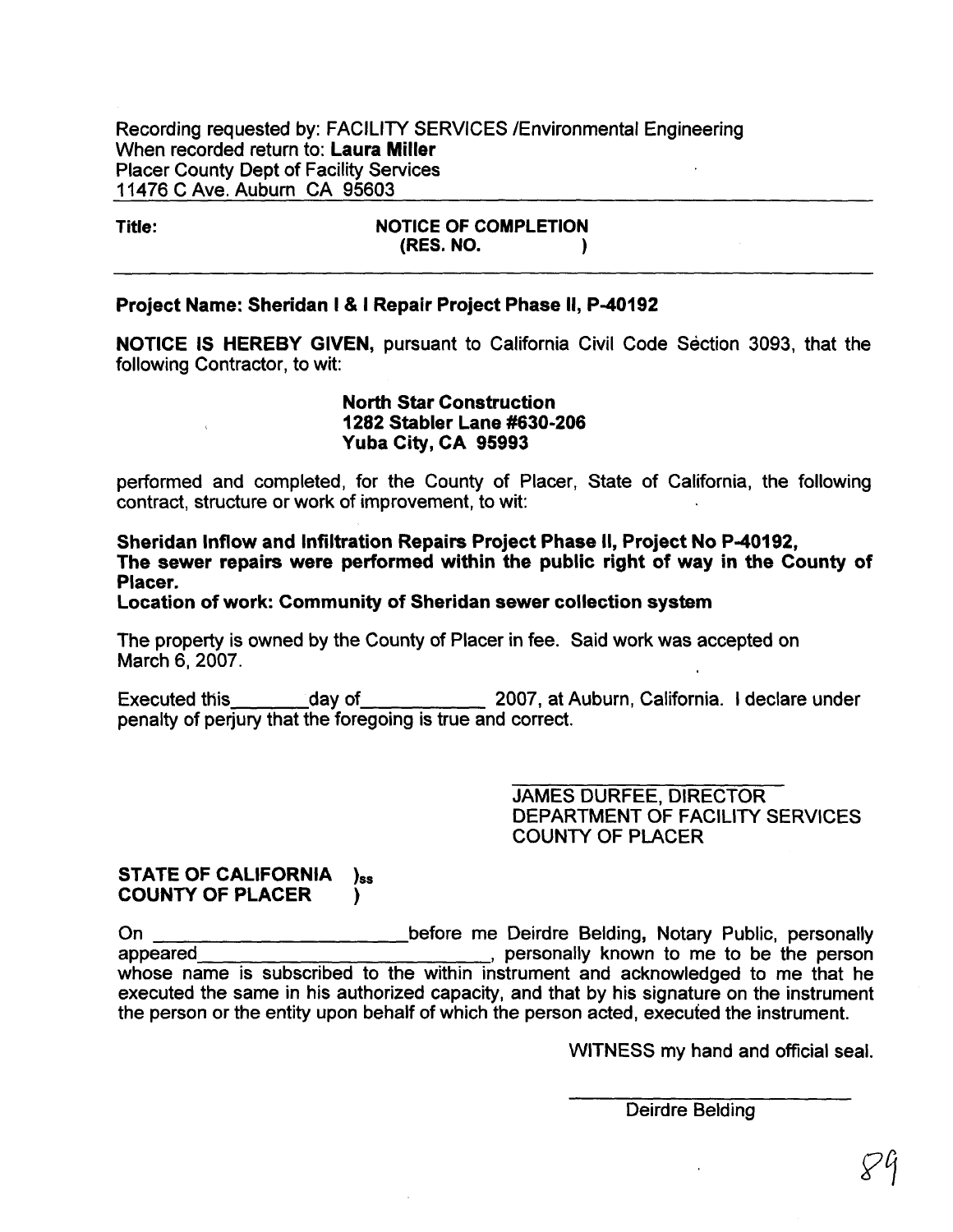Recording requested by: FACILITY SERVICES /Environmental Engineering
When recorded return to: **Laura Miller**
Placer County Dept of Facility Services
11476 C Ave. Auburn CA 95603

**Title:** **NOTICE OF COMPLETION**
**(RES. NO. )**

---

**Project Name: Sheridan I & I Repair Project Phase II, P-40192**

**NOTICE IS HEREBY GIVEN,** pursuant to California Civil Code Section 3093, that the following Contractor, to wit:

**North Star Construction**
**1282 Stabler Lane #630-206**
**Yuba City, CA 95993**

performed and completed, for the County of Placer, State of California, the following contract, structure or work of improvement, to wit:

**Sheridan Inflow and Infiltration Repairs Project Phase II, Project No P-40192,**
**The sewer repairs were performed within the public right of way in the County of Placer.**
**Location of work: Community of Sheridan sewer collection system**

The property is owned by the County of Placer in fee. Said work was accepted on March 6, 2007.

Executed this_______day of___________ 2007, at Auburn, California. I declare under penalty of perjury that the foregoing is true and correct.

JAMES DURFEE, DIRECTOR
DEPARTMENT OF FACILITY SERVICES
COUNTY OF PLACER

**STATE OF CALIFORNIA )ss**
**COUNTY OF PLACER )**

On _______________________before me Deirdre Belding, Notary Public, personally appeared_____________________________, personally known to me to be the person whose name is subscribed to the within instrument and acknowledged to me that he executed the same in his authorized capacity, and that by his signature on the instrument the person or the entity upon behalf of which the person acted, executed the instrument.

WITNESS my hand and official seal.

Deirdre Belding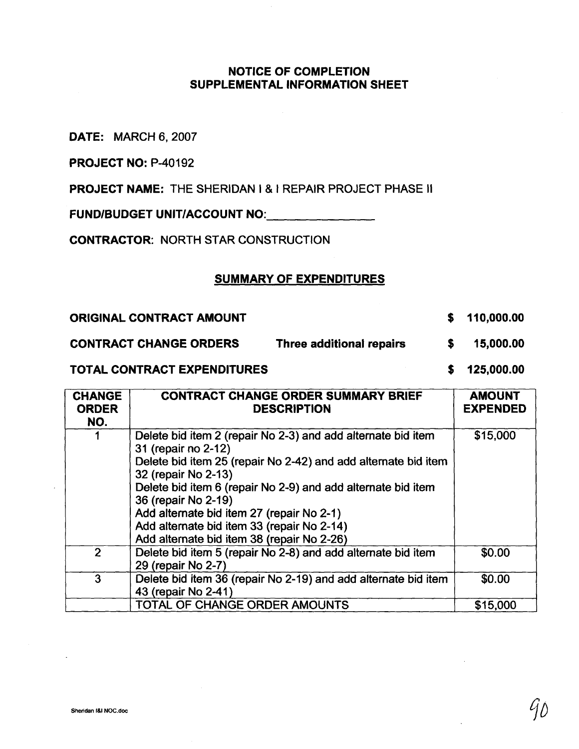## NOTICE OF COMPLETION
## SUPPLEMENTAL INFORMATION SHEET

**DATE:** MARCH 6, 2007

**PROJECT NO:** P-40192

**PROJECT NAME:** THE SHERIDAN I & I REPAIR PROJECT PHASE II

**FUND/BUDGET UNIT/ACCOUNT NO:**\_\_\_\_\_\_\_\_\_\_\_\_\_\_\_\_

**CONTRACTOR:** NORTH STAR CONSTRUCTION

### SUMMARY OF EXPENDITURES

| | | | |
|---|---|---|---|
| **ORIGINAL CONTRACT AMOUNT** | | $ | 110,000.00 |
| **CONTRACT CHANGE ORDERS** | **Three additional repairs** | $ | 15,000.00 |
| **TOTAL CONTRACT EXPENDITURES** | | $ | 125,000.00 |

| CHANGE ORDER NO. | CONTRACT CHANGE ORDER SUMMARY BRIEF DESCRIPTION | AMOUNT EXPENDED |
|---|---|---|
| 1 | Delete bid item 2 (repair No 2-3) and add alternate bid item 31 (repair no 2-12)<br>Delete bid item 25 (repair No 2-42) and add alternate bid item 32 (repair No 2-13)<br>Delete bid item 6 (repair No 2-9) and add alternate bid item 36 (repair No 2-19)<br>Add alternate bid item 27 (repair No 2-1)<br>Add alternate bid item 33 (repair No 2-14)<br>Add alternate bid item 38 (repair No 2-26) | $15,000 |
| 2 | Delete bid item 5 (repair No 2-8) and add alternate bid item 29 (repair No 2-7) | $0.00 |
| 3 | Delete bid item 36 (repair No 2-19) and add alternate bid item 43 (repair No 2-41) | $0.00 |
| | TOTAL OF CHANGE ORDER AMOUNTS | $15,000 |

Sheridan I&I NOC.doc